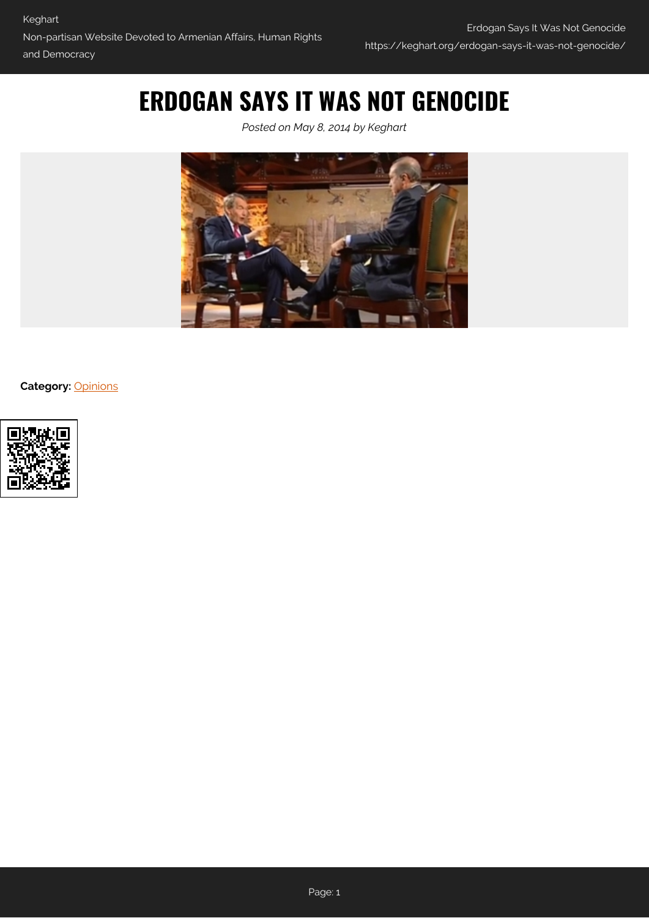# ERDOGAN SAYS IT WAS NOT GENOCIDE

*Posted on May 8, 2014 by Keghart*

**Category:** Opinions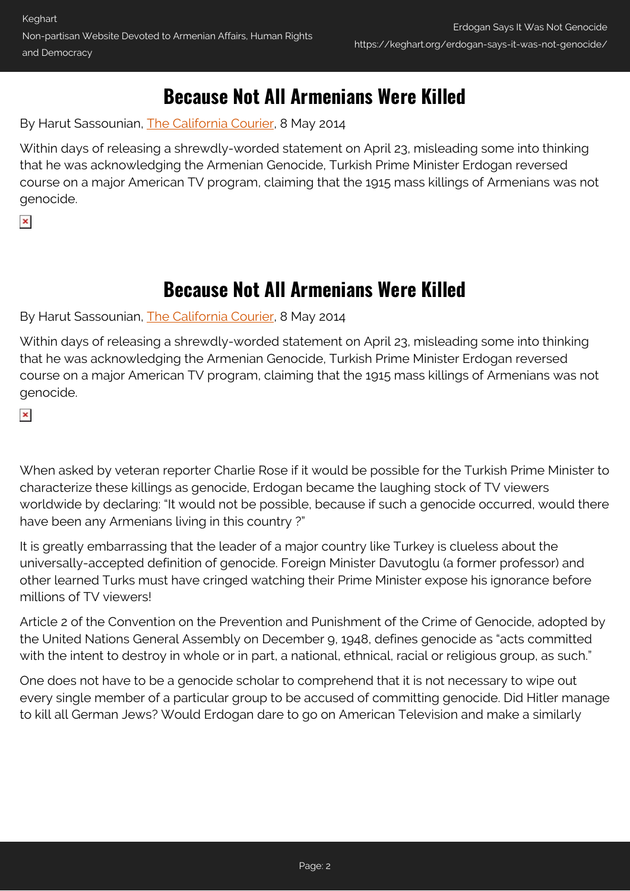# Because Not All Armenians Were Killed

By Harut Sassounian, The California Courier, 8 May 2014

Within days of releasing a shrewdly-worded statement on April 23, misleading some into thinking that he was acknowledging the Armenian Genocide, Turkish Prime Minister Erdogan reversed course on a major American TV program, claiming that the 1915 mass killings of Armenians was not genocide.

# Because Not All Armenians Were Killed

By Harut Sassounian, The California Courier, 8 May 2014

Within days of releasing a shrewdly-worded statement on April 23, misleading some into thinking that he was acknowledging the Armenian Genocide, Turkish Prime Minister Erdogan reversed course on a major American TV program, claiming that the 1915 mass killings of Armenians was not genocide.

When asked by veteran reporter Charlie Rose if it would be possible for the Turkish Prime Minister to characterize these killings as genocide, Erdogan became the laughing stock of TV viewers worldwide by declaring: "It would not be possible, because if such a genocide occurred, would there have been any Armenians living in this country ?"

It is greatly embarrassing that the leader of a major country like Turkey is clueless about the universally-accepted definition of genocide. Foreign Minister Davutoglu (a former professor) and other learned Turks must have cringed watching their Prime Minister expose his ignorance before millions of TV viewers!

Article 2 of the Convention on the Prevention and Punishment of the Crime of Genocide, adopted by the United Nations General Assembly on December 9, 1948, defines genocide as "acts committed with the intent to destroy in whole or in part, a national, ethnical, racial or religious group, as such."

One does not have to be a genocide scholar to comprehend that it is not necessary to wipe out every single member of a particular group to be accused of committing genocide. Did Hitler manage to kill all German Jews? Would Erdogan dare to go on American Television and make a similarly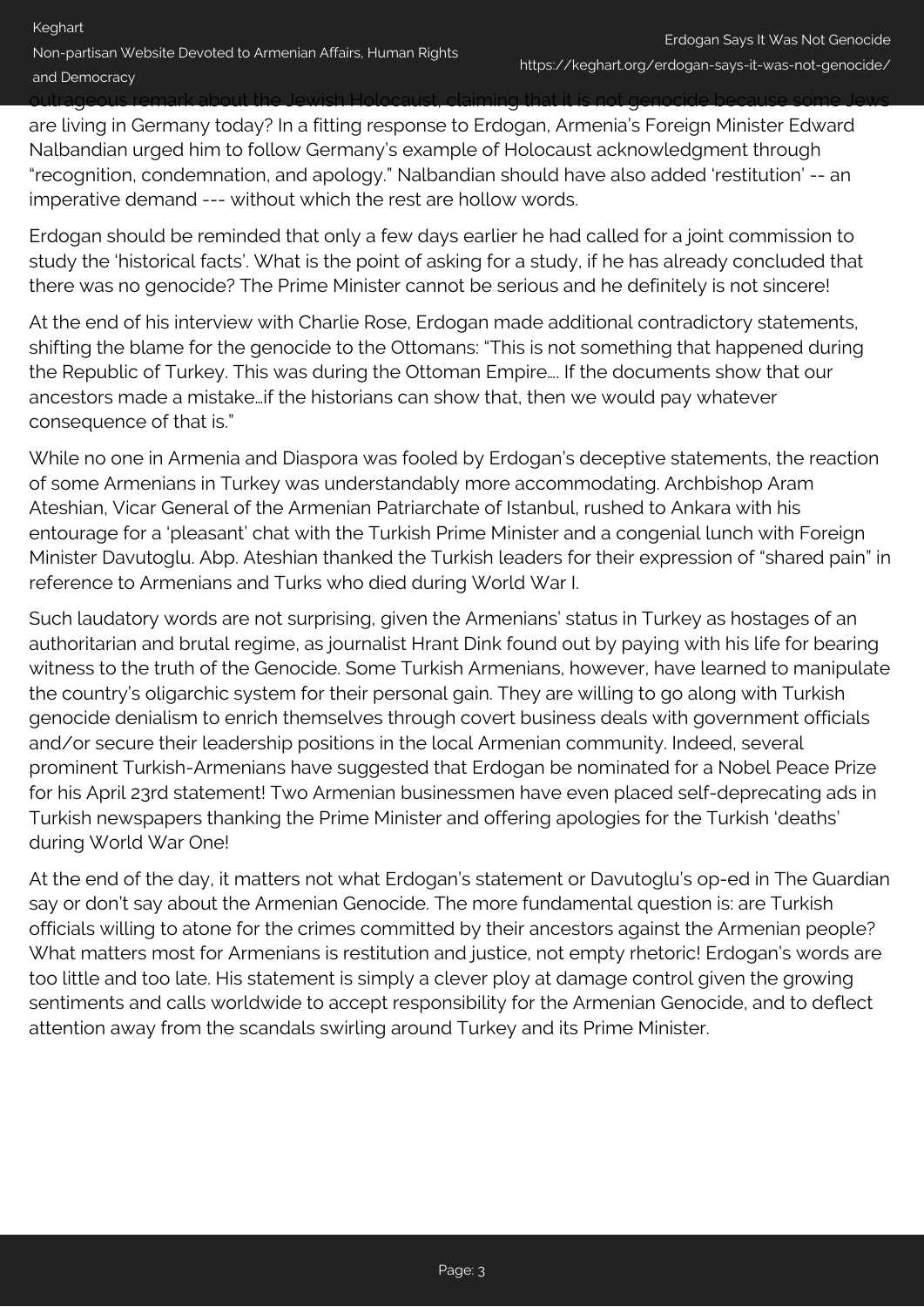outrageous remark about the Jewish Holocaust, claiming that it is not genocide because some Jews are living in Germany today? In a fitting response to Erdogan, Armenia's Foreign Minister Edward Nalbandian urged him to follow Germany's example of Holocaust acknowledgment through "recognition, condemnation, and apology." Nalbandian should have also added 'restitution' -- an imperative demand --- without which the rest are hollow words.

Erdogan should be reminded that only a few days earlier he had called for a joint commission to study the 'historical facts'. What is the point of asking for a study, if he has already concluded that there was no genocide? The Prime Minister cannot be serious and he definitely is not sincere!

At the end of his interview with Charlie Rose, Erdogan made additional contradictory statements, shifting the blame for the genocide to the Ottomans: "This is not something that happened during the Republic of Turkey. This was during the Ottoman Empire…. If the documents show that our ancestors made a mistake…if the historians can show that, then we would pay whatever consequence of that is."

While no one in Armenia and Diaspora was fooled by Erdogan's deceptive statements, the reaction of some Armenians in Turkey was understandably more accommodating. Archbishop Aram Ateshian, Vicar General of the Armenian Patriarchate of Istanbul, rushed to Ankara with his entourage for a 'pleasant' chat with the Turkish Prime Minister and a congenial lunch with Foreign Minister Davutoglu. Abp. Ateshian thanked the Turkish leaders for their expression of "shared pain" in reference to Armenians and Turks who died during World War I.

Such laudatory words are not surprising, given the Armenians' status in Turkey as hostages of an authoritarian and brutal regime, as journalist Hrant Dink found out by paying with his life for bearing witness to the truth of the Genocide. Some Turkish Armenians, however, have learned to manipulate the country's oligarchic system for their personal gain. They are willing to go along with Turkish genocide denialism to enrich themselves through covert business deals with government officials and/or secure their leadership positions in the local Armenian community. Indeed, several prominent Turkish-Armenians have suggested that Erdogan be nominated for a Nobel Peace Prize for his April 23rd statement! Two Armenian businessmen have even placed self-deprecating ads in Turkish newspapers thanking the Prime Minister and offering apologies for the Turkish 'deaths' during World War One!

At the end of the day, it matters not what Erdogan's statement or Davutoglu's op-ed in The Guardian say or don't say about the Armenian Genocide. The more fundamental question is: are Turkish officials willing to atone for the crimes committed by their ancestors against the Armenian people? What matters most for Armenians is restitution and justice, not empty rhetoric! Erdogan's words are too little and too late. His statement is simply a clever ploy at damage control given the growing sentiments and calls worldwide to accept responsibility for the Armenian Genocide, and to deflect attention away from the scandals swirling around Turkey and its Prime Minister.